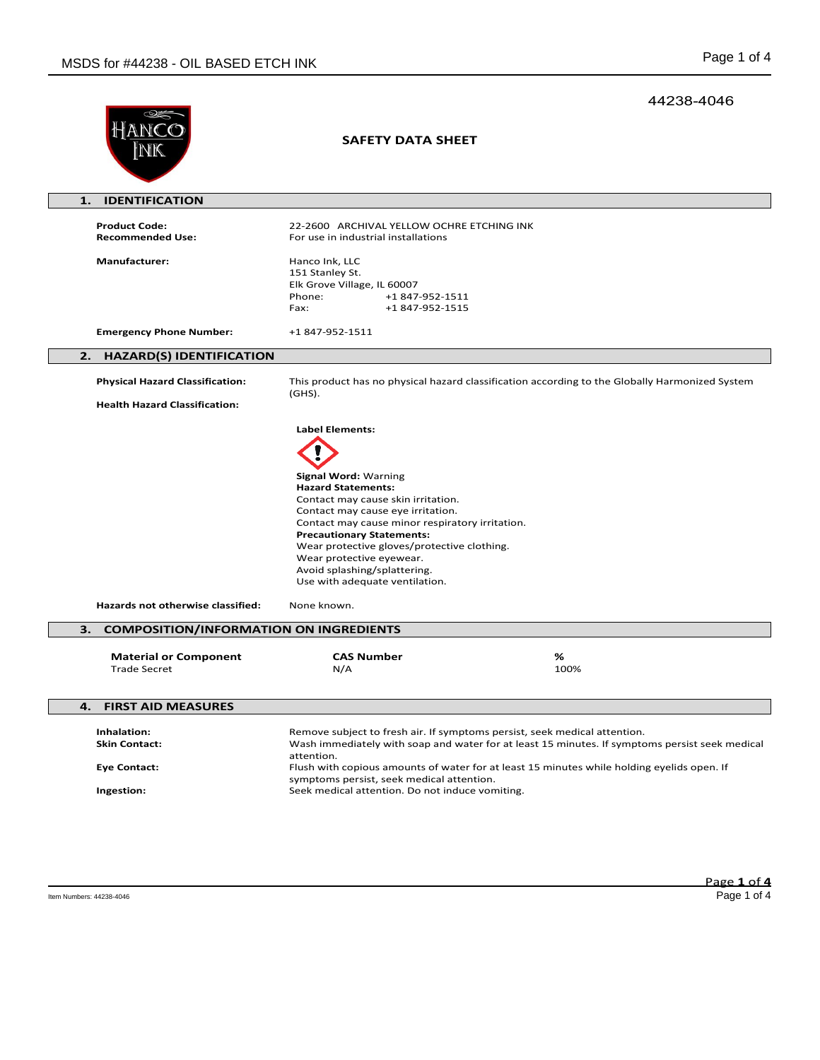44238-4046

# SAFETY DATA SHEET

## 1. IDENTIFICATION

**Product Code:** 22-2600 ARCHIVAL YELLOW OCHRE ETCHING INK
**Recommended Use:** For use in industrial installations

**Manufacturer:**
Hanco Ink, LLC
151 Stanley St.
Elk Grove Village, IL 60007
Phone: +1 847-952-1511
Fax: +1 847-952-1515

**Emergency Phone Number:** +1 847-952-1511

## 2. HAZARD(S) IDENTIFICATION

**Physical Hazard Classification:** This product has no physical hazard classification according to the Globally Harmonized System (GHS).

**Health Hazard Classification:**

**Label Elements:**

**Signal Word:** Warning
**Hazard Statements:**
Contact may cause skin irritation.
Contact may cause eye irritation.
Contact may cause minor respiratory irritation.
**Precautionary Statements:**
Wear protective gloves/protective clothing.
Wear protective eyewear.
Avoid splashing/splattering.
Use with adequate ventilation.

**Hazards not otherwise classified:** None known.

## 3. COMPOSITION/INFORMATION ON INGREDIENTS

| Material or Component | CAS Number | % |
|---|---|---|
| Trade Secret | N/A | 100% |

## 4. FIRST AID MEASURES

**Inhalation:** Remove subject to fresh air. If symptoms persist, seek medical attention.
**Skin Contact:** Wash immediately with soap and water for at least 15 minutes. If symptoms persist seek medical attention.
**Eye Contact:** Flush with copious amounts of water for at least 15 minutes while holding eyelids open. If symptoms persist, seek medical attention.
**Ingestion:** Seek medical attention. Do not induce vomiting.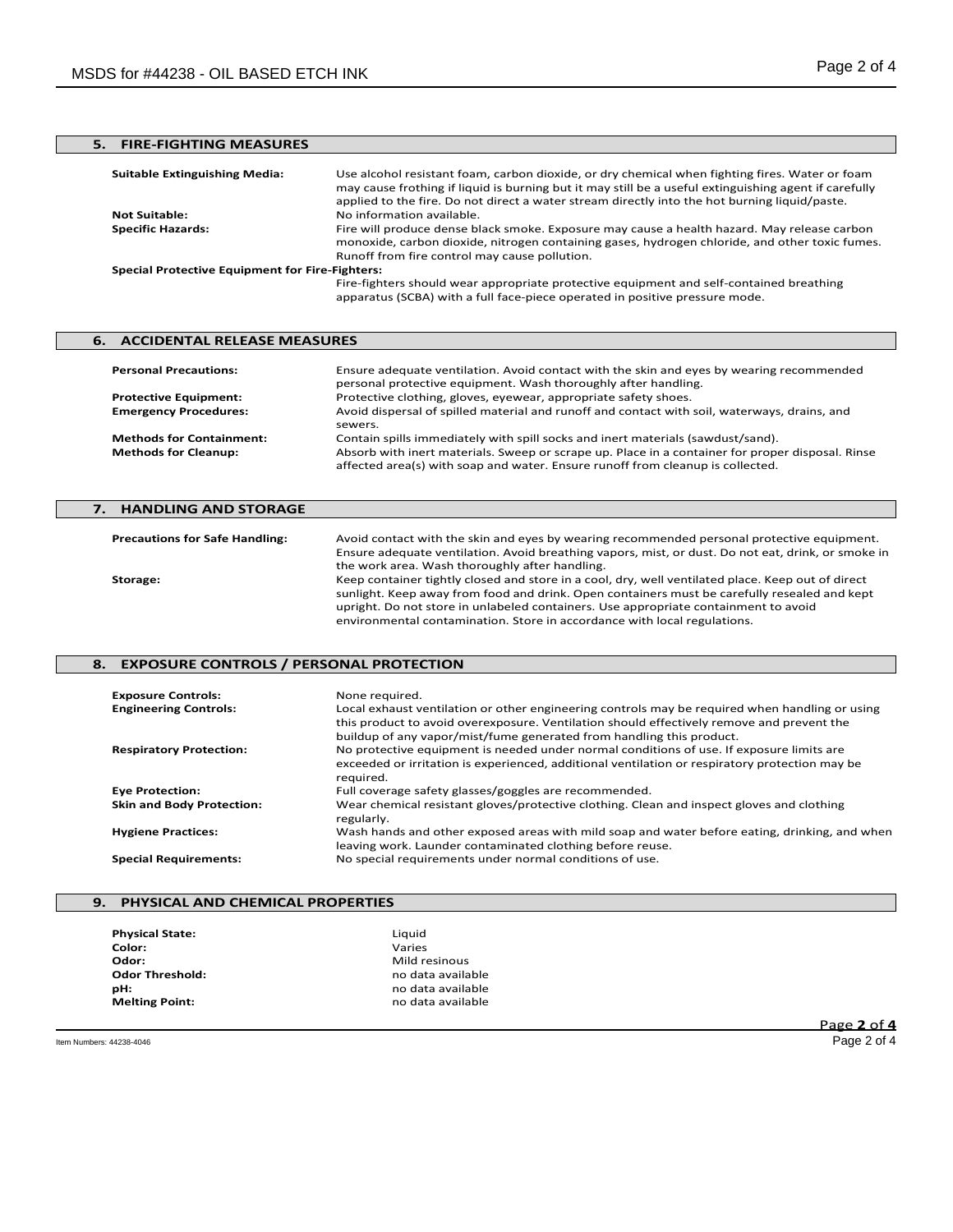## 5. FIRE-FIGHTING MEASURES

**Suitable Extinguishing Media:** Use alcohol resistant foam, carbon dioxide, or dry chemical when fighting fires. Water or foam may cause frothing if liquid is burning but it may still be a useful extinguishing agent if carefully applied to the fire. Do not direct a water stream directly into the hot burning liquid/paste.

**Not Suitable:** No information available.

**Specific Hazards:** Fire will produce dense black smoke. Exposure may cause a health hazard. May release carbon monoxide, carbon dioxide, nitrogen containing gases, hydrogen chloride, and other toxic fumes. Runoff from fire control may cause pollution.

**Special Protective Equipment for Fire-Fighters:**
Fire-fighters should wear appropriate protective equipment and self-contained breathing apparatus (SCBA) with a full face-piece operated in positive pressure mode.

## 6. ACCIDENTAL RELEASE MEASURES

**Personal Precautions:** Ensure adequate ventilation. Avoid contact with the skin and eyes by wearing recommended personal protective equipment. Wash thoroughly after handling.

**Protective Equipment:** Protective clothing, gloves, eyewear, appropriate safety shoes.

**Emergency Procedures:** Avoid dispersal of spilled material and runoff and contact with soil, waterways, drains, and sewers.

**Methods for Containment:** Contain spills immediately with spill socks and inert materials (sawdust/sand).

**Methods for Cleanup:** Absorb with inert materials. Sweep or scrape up. Place in a container for proper disposal. Rinse affected area(s) with soap and water. Ensure runoff from cleanup is collected.

## 7. HANDLING AND STORAGE

**Precautions for Safe Handling:** Avoid contact with the skin and eyes by wearing recommended personal protective equipment. Ensure adequate ventilation. Avoid breathing vapors, mist, or dust. Do not eat, drink, or smoke in the work area. Wash thoroughly after handling.

**Storage:** Keep container tightly closed and store in a cool, dry, well ventilated place. Keep out of direct sunlight. Keep away from food and drink. Open containers must be carefully resealed and kept upright. Do not store in unlabeled containers. Use appropriate containment to avoid environmental contamination. Store in accordance with local regulations.

## 8. EXPOSURE CONTROLS / PERSONAL PROTECTION

**Exposure Controls:** None required.

**Engineering Controls:** Local exhaust ventilation or other engineering controls may be required when handling or using this product to avoid overexposure. Ventilation should effectively remove and prevent the buildup of any vapor/mist/fume generated from handling this product.

**Respiratory Protection:** No protective equipment is needed under normal conditions of use. If exposure limits are exceeded or irritation is experienced, additional ventilation or respiratory protection may be required.

**Eye Protection:** Full coverage safety glasses/goggles are recommended.

**Skin and Body Protection:** Wear chemical resistant gloves/protective clothing. Clean and inspect gloves and clothing regularly.

**Hygiene Practices:** Wash hands and other exposed areas with mild soap and water before eating, drinking, and when leaving work. Launder contaminated clothing before reuse.

**Special Requirements:** No special requirements under normal conditions of use.

## 9. PHYSICAL AND CHEMICAL PROPERTIES

**Physical State:** Liquid
**Color:** Varies
**Odor:** Mild resinous
**Odor Threshold:** no data available
**pH:** no data available
**Melting Point:** no data available

Item Numbers: 44238-4046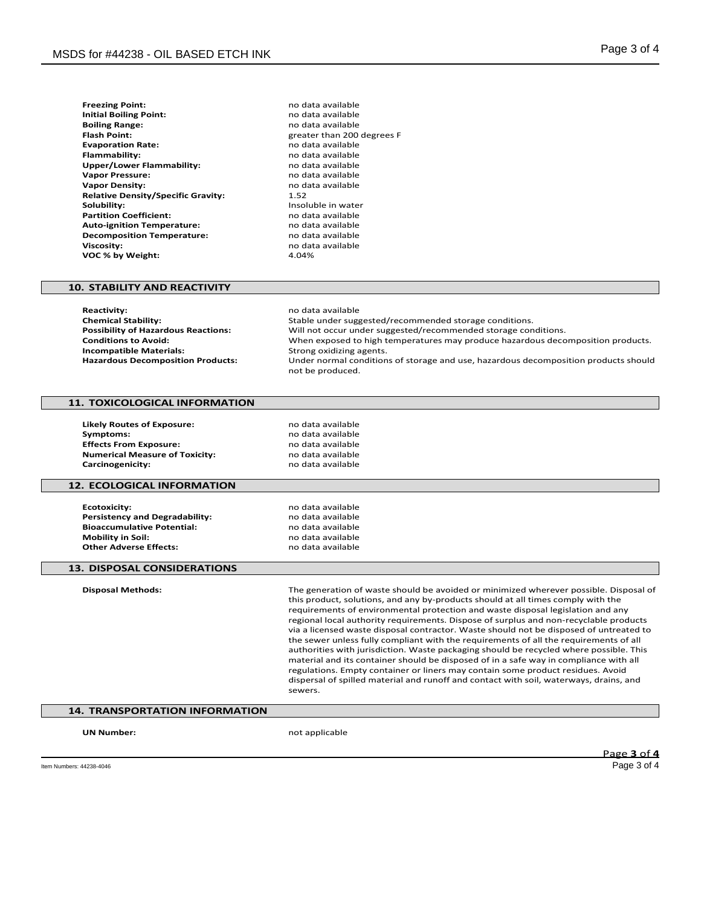| | |
|---|---|
| **Freezing Point:** | no data available |
| **Initial Boiling Point:** | no data available |
| **Boiling Range:** | no data available |
| **Flash Point:** | greater than 200 degrees F |
| **Evaporation Rate:** | no data available |
| **Flammability:** | no data available |
| **Upper/Lower Flammability:** | no data available |
| **Vapor Pressure:** | no data available |
| **Vapor Density:** | no data available |
| **Relative Density/Specific Gravity:** | 1.52 |
| **Solubility:** | Insoluble in water |
| **Partition Coefficient:** | no data available |
| **Auto-ignition Temperature:** | no data available |
| **Decomposition Temperature:** | no data available |
| **Viscosity:** | no data available |
| **VOC % by Weight:** | 4.04% |

## 10. STABILITY AND REACTIVITY

| | |
|---|---|
| **Reactivity:** | no data available |
| **Chemical Stability:** | Stable under suggested/recommended storage conditions. |
| **Possibility of Hazardous Reactions:** | Will not occur under suggested/recommended storage conditions. |
| **Conditions to Avoid:** | When exposed to high temperatures may produce hazardous decomposition products. |
| **Incompatible Materials:** | Strong oxidizing agents. |
| **Hazardous Decomposition Products:** | Under normal conditions of storage and use, hazardous decomposition products should not be produced. |

## 11. TOXICOLOGICAL INFORMATION

| | |
|---|---|
| **Likely Routes of Exposure:** | no data available |
| **Symptoms:** | no data available |
| **Effects From Exposure:** | no data available |
| **Numerical Measure of Toxicity:** | no data available |
| **Carcinogenicity:** | no data available |

## 12. ECOLOGICAL INFORMATION

| | |
|---|---|
| **Ecotoxicity:** | no data available |
| **Persistency and Degradability:** | no data available |
| **Bioaccumulative Potential:** | no data available |
| **Mobility in Soil:** | no data available |
| **Other Adverse Effects:** | no data available |

## 13. DISPOSAL CONSIDERATIONS

**Disposal Methods:** The generation of waste should be avoided or minimized wherever possible. Disposal of this product, solutions, and any by-products should at all times comply with the requirements of environmental protection and waste disposal legislation and any regional local authority requirements. Dispose of surplus and non-recyclable products via a licensed waste disposal contractor. Waste should not be disposed of untreated to the sewer unless fully compliant with the requirements of all the requirements of all authorities with jurisdiction. Waste packaging should be recycled where possible. This material and its container should be disposed of in a safe way in compliance with all regulations. Empty container or liners may contain some product residues. Avoid dispersal of spilled material and runoff and contact with soil, waterways, drains, and sewers.

## 14. TRANSPORTATION INFORMATION

**UN Number:** not applicable

Item Numbers: 44238-4046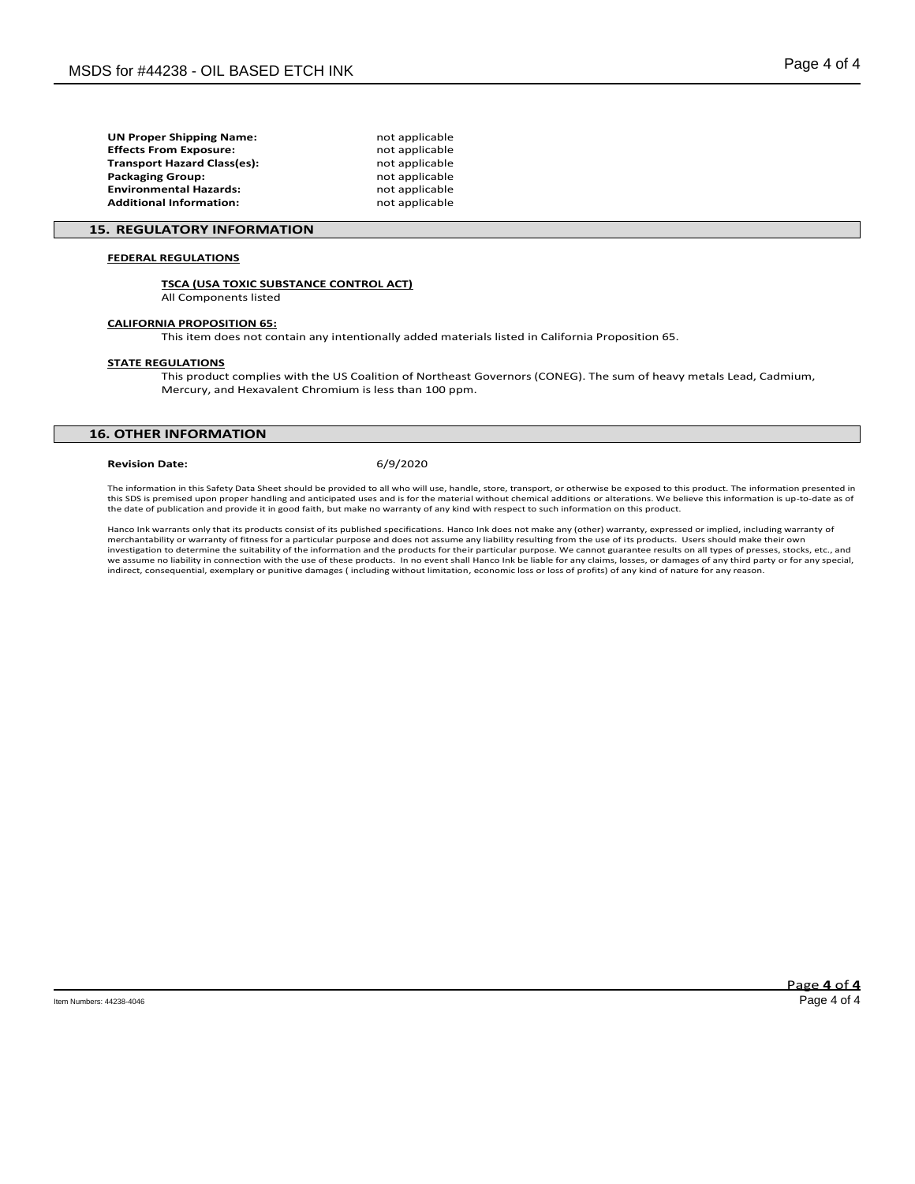| | |
|---|---|
| **UN Proper Shipping Name:** | not applicable |
| **Effects From Exposure:** | not applicable |
| **Transport Hazard Class(es):** | not applicable |
| **Packaging Group:** | not applicable |
| **Environmental Hazards:** | not applicable |
| **Additional Information:** | not applicable |

## 15. REGULATORY INFORMATION

**FEDERAL REGULATIONS**

**TSCA (USA TOXIC SUBSTANCE CONTROL ACT)**

All Components listed

**CALIFORNIA PROPOSITION 65:**

This item does not contain any intentionally added materials listed in California Proposition 65.

**STATE REGULATIONS**

This product complies with the US Coalition of Northeast Governors (CONEG). The sum of heavy metals Lead, Cadmium, Mercury, and Hexavalent Chromium is less than 100 ppm.

## 16. OTHER INFORMATION

**Revision Date:** 6/9/2020

The information in this Safety Data Sheet should be provided to all who will use, handle, store, transport, or otherwise be exposed to this product. The information presented in this SDS is premised upon proper handling and anticipated uses and is for the material without chemical additions or alterations. We believe this information is up-to-date as of the date of publication and provide it in good faith, but make no warranty of any kind with respect to such information on this product.

Hanco Ink warrants only that its products consist of its published specifications. Hanco Ink does not make any (other) warranty, expressed or implied, including warranty of merchantability or warranty of fitness for a particular purpose and does not assume any liability resulting from the use of its products. Users should make their own investigation to determine the suitability of the information and the products for their particular purpose. We cannot guarantee results on all types of presses, stocks, etc., and we assume no liability in connection with the use of these products. In no event shall Hanco Ink be liable for any claims, losses, or damages of any third party or for any special, indirect, consequential, exemplary or punitive damages ( including without limitation, economic loss or loss of profits) of any kind of nature for any reason.

Item Numbers: 44238-4046